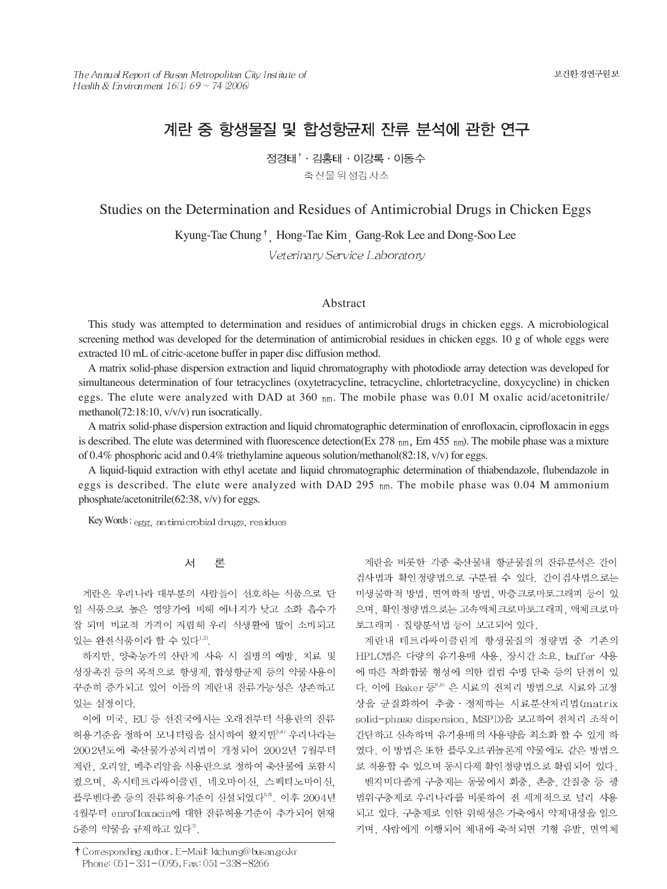# 계란 중 항생물질 및 합성항균제 잔류 분석에 관한 연구

정경태† · 김홍태 · 이강록 · 이동수

축산물위성검사소

# Studies on the Determination and Residues of Antimicrobial Drugs in Chicken Eggs

Kyung-Tae Chung†, Hong-Tae Kim, Gang-Rok Lee and Dong-Soo Lee

*Veterinary Service Laboratory*

## Abstract

This study was attempted to determination and residues of antimicrobial drugs in chicken eggs. A microbiological screening method was developed for the determination of antimicrobial residues in chicken eggs. 10 g of whole eggs were extracted 10 mL of citric-acetone buffer in paper disc diffusion method.

A matrix solid-phase dispersion extraction and liquid chromatography with photodiode array detection was developed for simultaneous determination of four tetracyclines (oxytetracycline, tetracycline, chlortetracycline, doxycycline) in chicken eggs. The elute were analyzed with DAD at 360 nm. The mobile phase was 0.01 M oxalic acid/acetonitrile/methanol(72:18:10, v/v/v) run isocratically.

A matrix solid-phase dispersion extraction and liquid chromatographic determination of enrofloxacin, ciprofloxacin in eggs is described. The elute was determined with fluorescence detection(Ex 278 nm, Em 455 nm). The mobile phase was a mixture of 0.4% phosphoric acid and 0.4% triethylamine aqueous solution/methanol(82:18, v/v) for eggs.

A liquid-liquid extraction with ethyl acetate and liquid chromatographic determination of thiabendazole, flubendazole in eggs is described. The elute were analyzed with DAD 295 nm. The mobile phase was 0.04 M ammonium phosphate/acetonitrile(62:38, v/v) for eggs.

Key Words : egg, antimicrobial drugs, residues

## 서 론

계란은 우리나라 대부분의 사람들이 선호하는 식품으로 단일 식품으로 높은 영양가에 비해 에너지가 낮고 소화 흡수가 잘 되며 비교적 가격이 저렴해 우리 식생활에 많이 소비되고 있는 완전식품이라 할 수 있다[1,2].

하지만, 양축농가의 산란계 사육 시 질병의 예방, 치료 및 성장촉진 등의 목적으로 항생제, 합성항균제 등의 약물사용이 꾸준히 증가되고 있어 이들의 계란내 잔류가능성은 상존하고 있는 실정이다.

이에 미국, EU 등 선진국에서는 오래전부터 식용란의 잔류허용기준을 정하여 모니터링을 실시하여 왔지만[3,4] 우리나라는 2002년도에 축산물가공처리법이 개정되어 2002년 7월부터 계란, 오리알, 메추리알을 식용란으로 정하여 축산물에 포함시켰으며, 옥시테트라싸이클린, 네오마이신, 스펙티노마이신, 플루벤다졸 등의 잔류허용기준이 신설되었다[5,6]. 이후 2004년 4월부터 enrofloxacin에 대한 잔류허용기준이 추가되어 현재 5종의 약물을 규제하고 있다[7].

계란을 비롯한 각종 축산물내 항균물질의 잔류분석은 간이검사법과 확인정량법으로 구분될 수 있다. 간이검사법으로는 미생물학적 방법, 면역학적 방법, 박층크로마토그래피 등이 있으며, 확인정량법으로는 고속액체크로마토그래피, 액체크로마토그래피 · 질량분석법 등이 보고되어 있다.

계란내 테트라싸이클린계 항생물질의 정량법 중 기존의 HPLC법은 다량의 유기용매 사용, 장시간 소요, buffer 사용에 따른 착화합물 형성에 의한 컬럼 수명 단축 등의 단점이 있다. 이에 Baker 등[8,9] 은 시료의 전처리 방법으로 시료와 고정상을 균질화하여 추출 · 정제하는 시료분산처리법(matrix solid-phase dispersion, MSPD)을 보고하여 전처리 조작이 간단하고 신속하며 유기용매의 사용량을 최소화 할 수 있게 하였다. 이 방법은 또한 플루오르퀴놀론계 약물에도 같은 방법으로 적용할 수 있으며 동시다제 확인정량법으로 확립되어 있다.

벤지미다졸계 구충제는 동물에서 회충, 촌충, 간질충 등 광범위구충제로 우리나라를 비롯하여 전 세계적으로 널리 사용되고 있다. 구충제로 인한 위해성은 가축에서 약제내성을 일으키며, 사람에게 이행되어 체내에 축적되면 기형 유발, 면역체

† Corresponding author. E-Mail: ktchung@busan.go.kr
Phone: 051-331-0095, Fax: 051-338-8266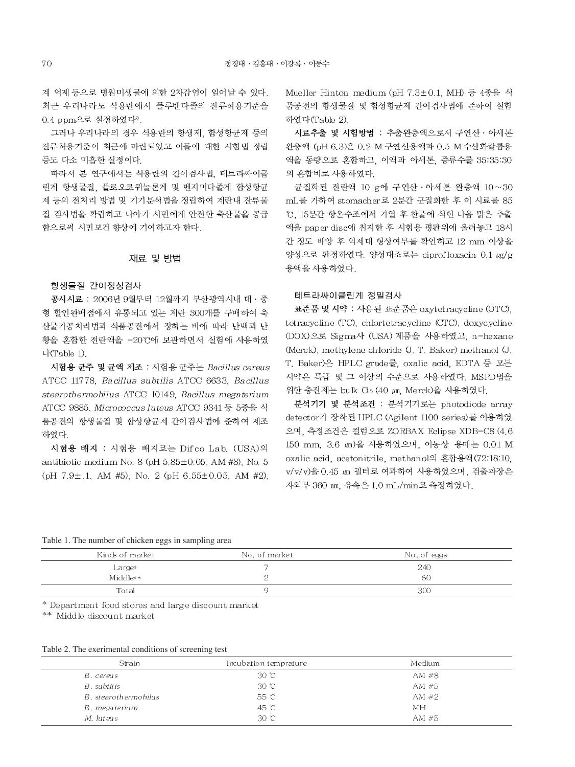계 억제 등으로 병원미생물에 의한 2차감염이 일어날 수 있다. 최근 우리나라도 식용란에서 플루벤다졸의 잔류허용기준을 0.4 ppm으로 설정하였다[9].

그러나 우리나라의 경우 식용란의 항생제, 합성항균제 등의 잔류허용기준이 최근에 마련되었고 이들에 대한 시험법 정립 등도 다소 미흡한 실정이다.

따라서 본 연구에서는 식용란의 간이검사법, 테트라싸이클린계 항생물질, 플로오로퀴놀론계 및 벤지미다졸계 합성항균제 등의 전처리 방법 및 기기분석법을 정립하여 계란내 잔류물질 검사법을 확립하고 나아가 시민에게 안전한 축산물을 공급함으로써 시민보건 향상에 기여하고자 한다.

## 재료 및 방법

### 항생물질 간이정성검사

**공시시료** : 2006년 9월부터 12월까지 부산광역시내 대·중형 할인판매점에서 유통되고 있는 계란 300개를 구매하여 축산물가공처리법과 식품공전에서 정하는 바에 따라 난백과 난황을 혼합한 전란액을 −20℃에 보관하면서 실험에 사용하였다(Table 1).

**시험용 균주 및 균액 제조** : 시험용 균주는 *Bacillus cereus* ATCC 11778, *Bacillus subtilis* ATCC 6633, *Bacillus stearothermohilus* ATCC 10149, *Bacillus megaterium* ATCC 9885, *Micrococcus luteus* ATCC 9341 등 5종을 식품공전의 항생물질 및 합성항균제 간이검사법에 준하여 제조하였다.

**시험용 배지** : 시험용 배지로는 Difco Lab. (USA)의 antibiotic medium No. 8 (pH 5.85±0.05, AM #8), No. 5 (pH 7.9±.1, AM #5), No. 2 (pH 6.55±0.05, AM #2), Mueller Hinton medium (pH 7.3±0.1, MH) 등 4종을 식품공전의 항생물질 및 합성항균제 간이검사법에 준하여 실험하였다(Table 2).

**시료추출 및 시험방법** : 추출완충액으로서 구연산·아세톤 완충액 (pH 6.3)은 0.2 M 구연산용액과 0.5 M 수산화칼륨용액을 동량으로 혼합하고, 이액과 아세톤, 증류수를 35:35:30의 혼합비로 사용하였다.

균질화된 전란액 10 g에 구연산·아세톤 완충액 10~30 mL를 가하여 stomacher로 2분간 균질화한 후 이 시료를 85 ℃, 15분간 항온수조에서 가열 후 찬물에 식힌 다음 맑은 추출액을 paper disc에 침지한 후 시험용 평판위에 올려놓고 18시간 정도 배양 후 억제대 형성여부를 확인하고 12 mm 이상을 양성으로 판정하였다. 양성대조로는 ciprofloxacin 0.1 ㎍/g 용액을 사용하였다.

### 테트라싸이클린계 정밀검사

**표준품 및 시약** : 사용된 표준품은 oxytetracycline (OTC), tetracycline (TC), chlortetracycline (CTC), doxycycline (DOX)으로 Sigma사 (USA) 제품을 사용하였고, n-hexane (Merck), methylene chloride (J. T. Baker) methanol (J. T. Baker)은 HPLC grade를, oxalic acid, EDTA 등 모든 시약은 특급 및 그 이상의 수준으로 사용하였다. MSPD법을 위한 충진제는 bulk $C_8$ (40 ㎛, Merck)을 사용하였다.

**분석기기 및 분석조건** : 분석기기로는 photodiode array detector가 장착된 HPLC (Agilent 1100 series)를 이용하였으며, 측정조건은 컬럼으로 ZORBAX Eclipse XDB-C8 (4.6 150 mm, 3.6 ㎛)을 사용하였으며, 이동상 용매는 0.01 M oxalic acid, acetonitrile, methanol의 혼합용액(72:18:10, v/v/v)을 0.45 ㎛ 필터로 여과하여 사용하였으며, 검출파장은 자외부 360 ㎚, 유속은 1.0 mL/min로 측정하였다.

Table 1. The number of chicken eggs in sampling area

| Kinds of market | No. of market | No. of eggs |
|---|---|---|
| Large* | 7 | 240 |
| Middle** | 2 | 60 |
| Total | 9 | 300 |

\* Department food stores and large discount market
\** Middle discount market

Table 2. The exerimental conditions of screening test

| Strain | Incubation temprature | Medium |
|---|---|---|
| *B. cereus* | 30 ℃ | AM #8 |
| *B. subtilis* | 30 ℃ | AM #5 |
| *B. stearothermohilus* | 55 ℃ | AM #2 |
| *B. megaterium* | 45 ℃ | MH |
| *M. luteus* | 30 ℃ | AM #5 |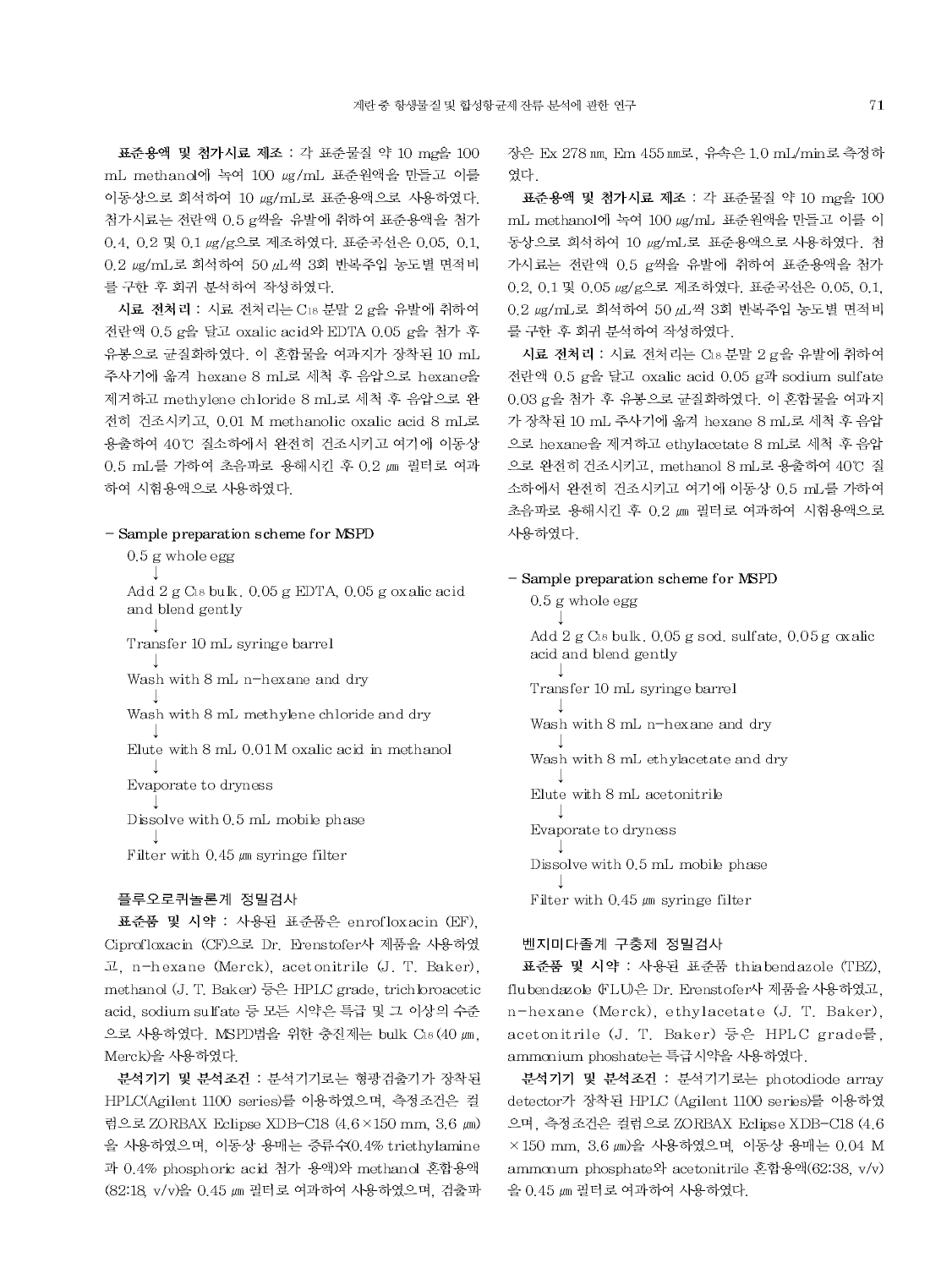**표준용액 및 첨가시료 제조** : 각 표준물질 약 10 mg을 100 mL methanol에 녹여 100 ㎍/mL 표준원액을 만들고 이를 이동상으로 희석하여 10 ㎍/mL로 표준용액으로 사용하였다. 첨가시료는 전란액 0.5 g씩을 유발에 취하여 표준용액을 첨가 0.4, 0.2 및 0.1 ㎍/g으로 제조하였다. 표준곡선은 0.05, 0.1, 0.2 ㎍/mL로 희석하여 50 ㎕씩 3회 반복주입 농도별 면적비를 구한 후 회귀 분석하여 작성하였다.

**시료 전처리** : 시료 전처리는 $C_{18}$ 분말 2 g을 유발에 취하여 전란액 0.5 g을 달고 oxalic acid와 EDTA 0.05 g을 첨가 후 유봉으로 균질화하였다. 이 혼합물을 여과지가 장착된 10 mL 주사기에 옮겨 hexane 8 mL로 세척 후 음압으로 hexane을 제거하고 methylene chloride 8 mL로 세척 후 음압으로 완전히 건조시키고, 0.01 M methanolic oxalic acid 8 mL로 용출하여 40℃ 질소하에서 완전히 건조시키고 여기에 이동상 0.5 mL를 가하여 초음파로 용해시킨 후 0.2 ㎛ 필터로 여과하여 시험용액으로 사용하였다.

- Sample preparation scheme for MSPD

0.5 g whole egg
↓
Add 2 g $C_{18}$ bulk. 0.05 g EDTA, 0.05 g oxalic acid and blend gently
↓
Transfer 10 mL syringe barrel
↓
Wash with 8 mL n-hexane and dry
↓
Wash with 8 mL methylene chloride and dry
↓
Elute with 8 mL 0.01M oxalic acid in methanol
↓
Evaporate to dryness
↓
Dissolve with 0.5 mL mobile phase
↓
Filter with 0.45 ㎛ syringe filter

### 플루오로퀴놀론계 정밀검사

**표준품 및 시약** : 사용된 표준품은 enrofloxacin (EF), Ciprofloxacin (CF)으로 Dr. Erenstofer사 제품을 사용하였고, n-hexane (Merck), acetonitrile (J. T. Baker), methanol (J. T. Baker) 등은 HPLC grade, trichloroacetic acid, sodium sulfate 등 모든 시약은 특급 및 그 이상의 수준으로 사용하였다. MSPD법을 위한 충진제는 bulk $C_{18}$ (40 ㎛, Merck)을 사용하였다.

**분석기기 및 분석조건** : 분석기기로는 형광검출기가 장착된 HPLC(Agilent 1100 series)를 이용하였으며, 측정조건은 컬럼으로 ZORBAX Eclipse XDB-C18 (4.6×150 mm, 3.6 ㎛)을 사용하였으며, 이동상 용매는 증류수(0.4% triethylamine과 0.4% phosphoric acid 첨가 용액)와 methanol 혼합용액(82:18, v/v)을 0.45 ㎛ 필터로 여과하여 사용하였으며, 검출파장은 Ex 278 ㎚, Em 455 ㎚로, 유속은 1.0 mL/min로 측정하였다.

**표준용액 및 첨가시료 제조** : 각 표준물질 약 10 mg을 100 mL methanol에 녹여 100 ㎍/mL 표준원액을 만들고 이를 이동상으로 희석하여 10 ㎍/mL로 표준용액으로 사용하였다. 첨가시료는 전란액 0.5 g씩을 유발에 취하여 표준용액을 첨가 0.2, 0.1 및 0.05 ㎍/g으로 제조하였다. 표준곡선은 0.05, 0.1, 0.2 ㎍/mL로 희석하여 50 ㎕씩 3회 반복주입 농도별 면적비를 구한 후 회귀 분석하여 작성하였다.

**시료 전처리** : 시료 전처리는 $C_{18}$ 분말 2 g을 유발에 취하여 전란액 0.5 g을 달고 oxalic acid 0.05 g과 sodium sulfate 0.03 g을 첨가 후 유봉으로 균질화하였다. 이 혼합물을 여과지가 장착된 10 mL 주사기에 옮겨 hexane 8 mL로 세척 후 음압으로 hexane을 제거하고 ethylacetate 8 mL로 세척 후 음압으로 완전히 건조시키고, methanol 8 mL로 용출하여 40℃ 질소하에서 완전히 건조시키고 여기에 이동상 0.5 mL를 가하여 초음파로 용해시킨 후 0.2 ㎛ 필터로 여과하여 시험용액으로 사용하였다.

- Sample preparation scheme for MSPD

0.5 g whole egg
↓
Add 2 g $C_{18}$ bulk. 0.05 g sod. sulfate, 0.05 g oxalic acid and blend gently
↓
Transfer 10 mL syringe barrel
↓
Wash with 8 mL n-hexane and dry
↓
Wash with 8 mL ethylacetate and dry
↓
Elute with 8 mL acetonitrile
↓
Evaporate to dryness
↓
Dissolve with 0.5 mL mobile phase
↓
Filter with 0.45 ㎛ syringe filter

### 벤지미다졸계 구충제 정밀검사

**표준품 및 시약** : 사용된 표준품 thiabendazole (TBZ), flubendazole (FLU)은 Dr. Erenstofer사 제품을 사용하였고, n-hexane (Merck), ethylacetate (J. T. Baker), acetonitrile (J. T. Baker) 등은 HPLC grade를, ammonium phoshate는 특급시약을 사용하였다.

**분석기기 및 분석조건** : 분석기기로는 photodiode array detector가 장착된 HPLC (Agilent 1100 series)를 이용하였으며, 측정조건은 컬럼으로 ZORBAX Eclipse XDB-C18 (4.6×150 mm, 3.6 ㎛)을 사용하였으며, 이동상 용매는 0.04 M ammonum phosphate와 acetonitrile 혼합용액(62:38, v/v)을 0.45 ㎛ 필터로 여과하여 사용하였다.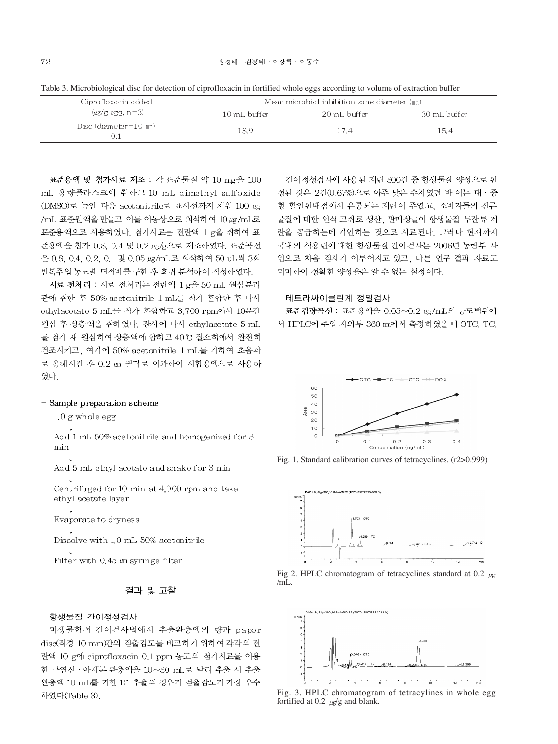Table 3. Microbiological disc for detection of ciprofloxacin in fortified whole eggs according to volume of extraction buffer

| Ciprofloxacin added (㎍/g egg, n=3) | Mean microbial inhibition zone diameter (㎜) | | |
|---|---|---|---|
| | 10 mL buffer | 20 mL buffer | 30 mL buffer |
| Disc (diameter=10 ㎜) 0.1 | 18.9 | 17.4 | 15.4 |

**표준용액 및 첨가시료 제조** : 각 표준물질 약 10 mg을 100 mL 용량플라스크에 취하고 10 mL dimethyl sulfoxide (DMSO)로 녹인 다음 acetonitrile로 표시선까지 채워 100 ㎍/mL 표준원액을 만들고 이를 이동상으로 희석하여 10 ㎍/mL로 표준용액으로 사용하였다. 첨가시료는 전란액 1 g을 취하여 표준용액을 첨가 0.8, 0.4 및 0.2 ㎍/g으로 제조하였다. 표준곡선은 0.8, 0.4, 0.2, 0.1 및 0.05 ㎍/mL로 희석하여 50 uL씩 3회 반복주입 농도별 면적비를 구한 후 회귀 분석하여 작성하였다.

**시료 전처리** : 시료 전처리는 전란액 1 g을 50 mL 원심분리관에 취한 후 50% acetonitrile 1 mL를 첨가 혼합한 후 다시 ethylacetate 5 mL를 첨가 혼합하고 3,700 rpm에서 10분간 원심 후 상층액을 취하였다. 잔사에 다시 ethylacetate 5 mL를 첨가 재 원심하여 상층액에 합하고 40℃ 질소하에서 완전히 건조시키고, 여기에 50% acetonitrile 1 mL를 가하여 초음파로 용해시킨 후 0.2 ㎛ 필터로 여과하여 시험용액으로 사용하였다.

- Sample preparation scheme

1.0 g whole egg
↓
Add 1 mL 50% acetonitrile and homogenized for 3 min
↓
Add 5 mL ethyl acetate and shake for 3 min
↓
Centrifuged for 10 min at 4,000 rpm and take ethyl acetate layer
↓
Evaporate to dryness
↓
Dissolve with 1.0 mL 50% acetonitrile
↓
Filter with 0.45 ㎛ syringe filter

## 결과 및 고찰

### 항생물질 간이정성검사

미생물학적 간이검사법에서 추출완충액의 량과 paper disc(직경 10 mm)간의 검출감도를 비교하기 위하여 각각의 전란액 10 g에 ciprofloxacin 0.1 ppm 농도의 첨가시료를 이용한 구연산·아세톤 완충액을 10~30 mL로 달리 추출 시 추출완충액 10 mL를 가한 1:1 추출의 경우가 검출감도가 가장 우수하였다(Table 3).

간이정성검사에 사용된 계란 300건 중 항생물질 양성으로 판정된 것은 2건(0.67%)으로 아주 낮은 수치였던 바 이는 대·중형 할인판매점에서 유통되는 계란이 주였고, 소비자들의 잔류물질에 대한 인식 고취로 생산, 판매상들이 항생물질 무잔류 계란을 공급하는데 기인하는 것으로 사료된다. 그러나 현재까지 국내의 식용란에 대한 항생물질 간이검사는 2006년 농림부 사업으로 처음 검사가 이루어지고 있고, 다른 연구 결과 자료도 미미하여 정확한 양성율은 알 수 없는 실정이다.

### 테트라싸이클린계 정밀검사

**표준검량곡선** : 표준용액을 0.05~0.2 ㎍/mL의 농도범위에서 HPLC에 주입 자외부 360 ㎚에서 측정하였을 때 OTC, TC,

Fig. 1. Standard calibration curves of tetracyclines. (r2>0.999)

Fig 2. HPLC chromatogram of tetracyclines standard at 0.2 ㎍/mL.

Fig. 3. HPLC chromatogram of tetracylines in whole egg fortified at 0.2 ㎍/g and blank.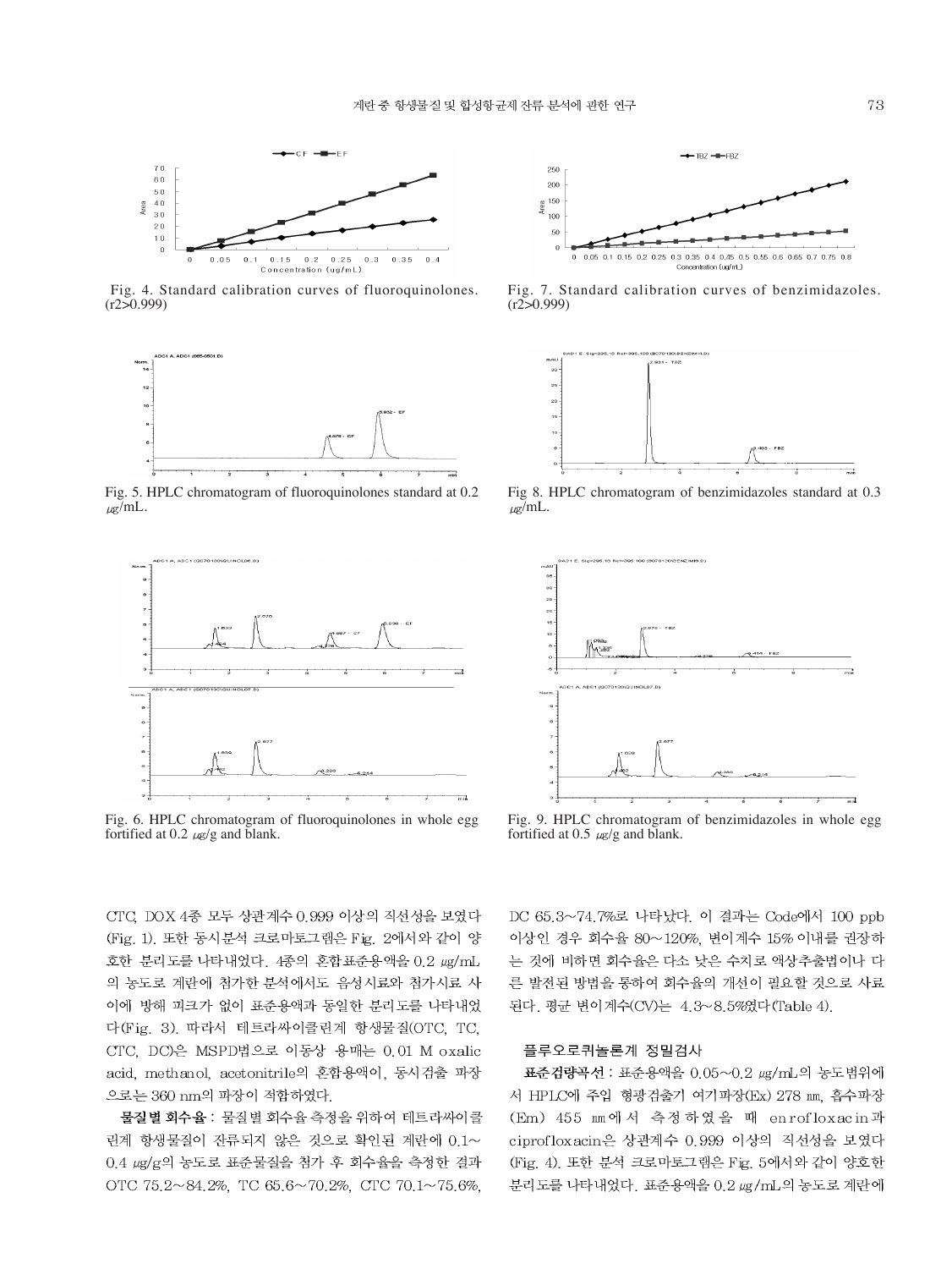Fig. 4. Standard calibration curves of fluoroquinolones. ($r^2$>0.999)

Fig. 7. Standard calibration curves of benzimidazoles. ($r^2$>0.999)

Fig. 5. HPLC chromatogram of fluoroquinolones standard at 0.2 ㎍/mL.

Fig 8. HPLC chromatogram of benzimidazoles standard at 0.3 ㎍/mL.

Fig. 6. HPLC chromatogram of fluoroquinolones in whole egg fortified at 0.2 ㎍/g and blank.

Fig. 9. HPLC chromatogram of benzimidazoles in whole egg fortified at 0.5 ㎍/g and blank.

CTC, DOX 4종 모두 상관계수 0.999 이상의 직선성을 보였다(Fig. 1). 또한 동시분석 크로마토그램은 Fig. 2에서와 같이 양호한 분리도를 나타내었다. 4종의 혼합표준용액을 0.2 ㎍/mL의 농도로 계란에 첨가한 분석에서도 음성시료와 첨가시료 사이에 방해 피크가 없이 표준용액과 동일한 분리도를 나타내었다(Fig. 3). 따라서 테트라싸이클린계 항생물질(OTC, TC, CTC, DC)은 MSPD법으로 이동상 용매는 0.01 M oxalic acid, methanol, acetonitrile의 혼합용액이, 동시검출 파장으로는 360 nm의 파장이 적합하였다.

**물질별 회수율** : 물질별 회수율 측정을 위하여 테트라싸이클린계 항생물질이 잔류되지 않은 것으로 확인된 계란에 0.1~0.4 ㎍/g의 농도로 표준물질을 첨가 후 회수율을 측정한 결과 OTC 75.2~84.2%, TC 65.6~70.2%, CTC 70.1~75.6%, DC 65.3~74.7%로 나타났다. 이 결과는 Code에서 100 ppb 이상인 경우 회수율 80~120%, 변이계수 15% 이내를 권장하는 것에 비하면 회수율은 다소 낮은 수치로 액상추출법이나 다른 발전된 방법을 통하여 회수율의 개선이 필요할 것으로 사료된다. 평균 변이계수(CV)는 4.3~8.5%였다(Table 4).

### 플루오로퀴놀론계 정밀검사

**표준검량곡선** : 표준용액을 0.05~0.2 ㎍/mL의 농도범위에서 HPLC에 주입 형광검출기 여기파장(Ex) 278 ㎚, 흡수파장(Em) 455 ㎚에서 측정하였을 때 enrofloxacin과 ciprofloxacin은 상관계수 0.999 이상의 직선성을 보였다(Fig. 4). 또한 분석 크로마토그램은 Fig. 5에서와 같이 양호한 분리도를 나타내었다. 표준용액을 0.2 ㎍/mL의 농도로 계란에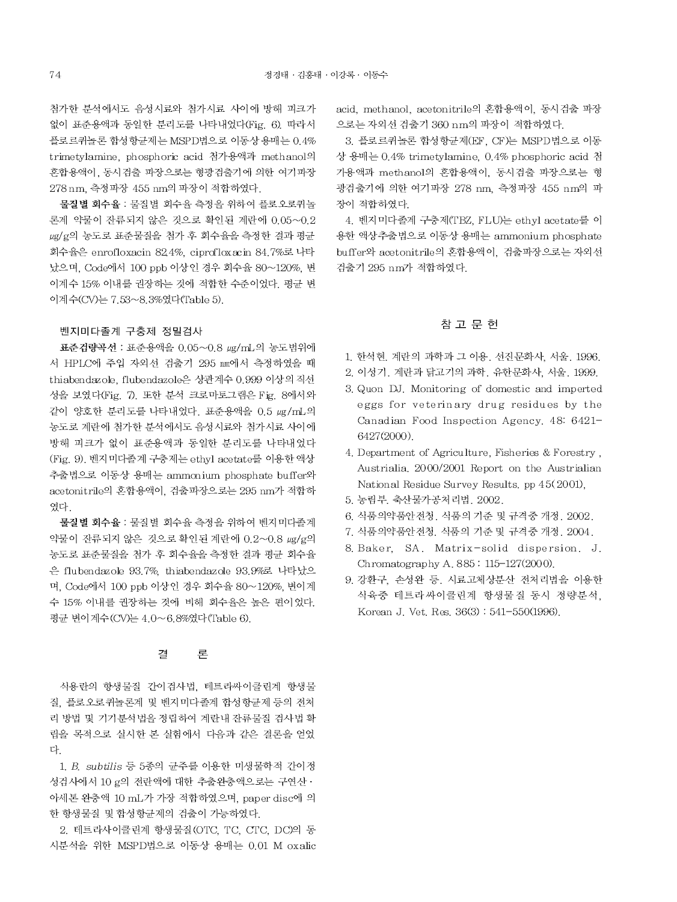첨가한 분석에서도 음성시료와 첨가시료 사이에 방해 피크가 없이 표준용액과 동일한 분리도를 나타내었다(Fig. 6). 따라서 플로르퀴놀론 합성항균제는 MSPD법으로 이동상 용매는 0.4% trimetylamine, phosphoric acid 첨가용액과 methanol의 혼합용액이, 동시검출 파장으로는 형광검출기에 의한 여기파장 278 nm, 측정파장 455 nm의 파장이 적합하였다.

**물질별 회수율** : 물질별 회수율 측정을 위하여 플로오로퀴놀론계 약물이 잔류되지 않은 것으로 확인된 계란에 0.05~0.2 ㎍/g의 농도로 표준물질을 첨가 후 회수율을 측정한 결과 평균 회수율은 enrofloxacin 82.4%, ciprofloxacin 84.7%로 나타났으며, Code에서 100 ppb 이상인 경우 회수율 80~120%, 변이계수 15% 이내를 권장하는 것에 적합한 수준이었다. 평균 변이계수(CV)는 7.53~8.3%였다(Table 5).

### 벤지미다졸계 구충제 정밀검사

**표준검량곡선** : 표준용액을 0.05~0.8 ㎍/mL의 농도범위에서 HPLC에 주입 자외선 검출기 295 ㎚에서 측정하였을 때 thiabendazole, flubendazole은 상관계수 0.999 이상의 직선성을 보였다(Fig. 7). 또한 분석 크로마토그램은 Fig. 8에서와 같이 양호한 분리도를 나타내었다. 표준용액을 0.5 ㎍/mL의 농도로 계란에 첨가한 분석에서도 음성시료와 첨가시료 사이에 방해 피크가 없이 표준용액과 동일한 분리도를 나타내었다(Fig. 9). 벤지미다졸계 구충제는 ethyl acetate를 이용한 액상추출법으로 이동상 용매는 ammonium phosphate buffer와 acetonitrile의 혼합용액이, 검출파장으로는 295 nm가 적합하였다.

**물질별 회수율** : 물질별 회수율 측정을 위하여 벤지미다졸계 약물이 잔류되지 않은 것으로 확인된 계란에 0.2~0.8 ㎍/g의 농도로 표준물질을 첨가 후 회수율을 측정한 결과 평균 회수율은 flubendazole 93.7%, thiabendazole 93.9%로 나타났으며, Code에서 100 ppb 이상인 경우 회수율 80~120%, 변이계수 15% 이내를 권장하는 것에 비해 회수율은 높은 편이었다. 평균 변이계수(CV)는 4.0~6.8%였다(Table 6).

## 결 론

식용란의 항생물질 간이검사법, 테트라싸이클린계 항생물질, 플로오로퀴놀론계 및 벤지미다졸계 합성항균제 등의 전처리 방법 및 기기분석법을 정립하여 계란내 잔류물질 검사법 확립을 목적으로 실시한 본 실험에서 다음과 같은 결론을 얻었다.

1. *B. subtilis* 등 5종의 균주를 이용한 미생물학적 간이정성검사에서 10 g의 전란액에 대한 추출완충액으로는 구연산·아세톤 완충액 10 mL가 가장 적합하였으며, paper disc에 의한 항생물질 및 합성항균제의 검출이 가능하였다.

2. 테트라사이클린계 항생물질(OTC, TC, CTC, DC)의 동시분석을 위한 MSPD법으로 이동상 용매는 0.01 M oxalic acid, methanol, acetonitrile의 혼합용액이, 동시검출 파장으로는 자외선 검출기 360 nm의 파장이 적합하였다.

3. 플로르퀴놀론 합성항균제(EF, CF)는 MSPD법으로 이동상 용매는 0.4% trimetylamine, 0.4% phosphoric acid 첨가용액과 methanol의 혼합용액이, 동시검출 파장으로는 형광검출기에 의한 여기파장 278 nm, 측정파장 455 nm의 파장이 적합하였다.

4. 벤지미다졸계 구충제(TBZ, FLU)는 ethyl acetate를 이용한 액상추출법으로 이동상 용매는 ammonium phosphate buffer와 acetonitrile의 혼합용액이, 검출파장으로는 자외선 검출기 295 nm가 적합하였다.

## 참 고 문 헌

1. 한석현. 계란의 과학과 그 이용. 선진문화사, 서울. 1996.
2. 이성기. 계란과 닭고기의 과학. 유한문화사, 서울. 1999.
3. Quon DJ. Monitoring of domestic and imperted eggs for veterinary drug residues by the Canadian Food Inspection Agency. 48: 6421-6427(2000).
4. Department of Agriculture, Fisheries & Forestry, Austrialia. 2000/2001 Report on the Austrialian National Residue Survey Results. pp 45(2001),
5. 농림부. 축산물가공처리법. 2002.
6. 식품의약품안전청. 식품의 기준 및 규격중 개정. 2002.
7. 식품의약품안전청. 식품의 기준 및 규격중 개정. 2004.
8. Baker, SA. Matrix-solid dispersion. J. Chromatography A. 885 : 115-127(2000).
9. 강환구, 손성완 등. 시료고체상분산 전처리법을 이용한 식육중 테트라싸이클린계 항생물질 동시 정량분석, Korean J. Vet. Res. 36(3) : 541-550(1996).